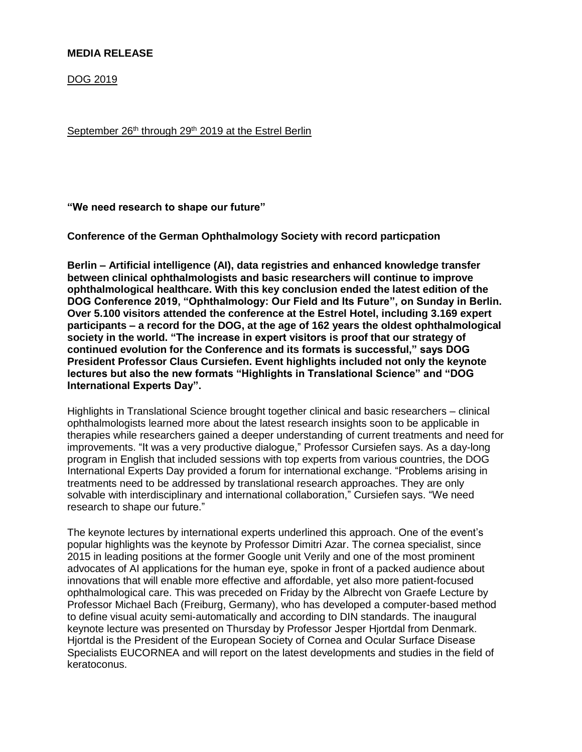**MEDIA RELEASE**

DOG 2019

September 26th through 29th 2019 at the Estrel Berlin

**“We need research to shape our future”**

**Conference of the German Ophthalmology Society with record particpation**

**Berlin – Artificial intelligence (AI), data registries and enhanced knowledge transfer between clinical ophthalmologists and basic researchers will continue to improve ophthalmological healthcare. With this key conclusion ended the latest edition of the DOG Conference 2019, “Ophthalmology: Our Field and Its Future”, on Sunday in Berlin. Over 5.100 visitors attended the conference at the Estrel Hotel, including 3.169 expert participants – a record for the DOG, at the age of 162 years the oldest ophthalmological society in the world. “The increase in expert visitors is proof that our strategy of continued evolution for the Conference and its formats is successful,” says DOG President Professor Claus Cursiefen. Event highlights included not only the keynote lectures but also the new formats “Highlights in Translational Science” and “DOG International Experts Day”.**

Highlights in Translational Science brought together clinical and basic researchers – clinical ophthalmologists learned more about the latest research insights soon to be applicable in therapies while researchers gained a deeper understanding of current treatments and need for improvements. “It was a very productive dialogue,” Professor Cursiefen says. As a day-long program in English that included sessions with top experts from various countries, the DOG International Experts Day provided a forum for international exchange. “Problems arising in treatments need to be addressed by translational research approaches. They are only solvable with interdisciplinary and international collaboration,” Cursiefen says. “We need research to shape our future.”

The keynote lectures by international experts underlined this approach. One of the event’s popular highlights was the keynote by Professor Dimitri Azar. The cornea specialist, since 2015 in leading positions at the former Google unit Verily and one of the most prominent advocates of AI applications for the human eye, spoke in front of a packed audience about innovations that will enable more effective and affordable, yet also more patient-focused ophthalmological care. This was preceded on Friday by the Albrecht von Graefe Lecture by Professor Michael Bach (Freiburg, Germany), who has developed a computer-based method to define visual acuity semi-automatically and according to DIN standards. The inaugural keynote lecture was presented on Thursday by Professor Jesper Hjortdal from Denmark. Hjortdal is the President of the European Society of Cornea and Ocular Surface Disease Specialists EUCORNEA and will report on the latest developments and studies in the field of keratoconus.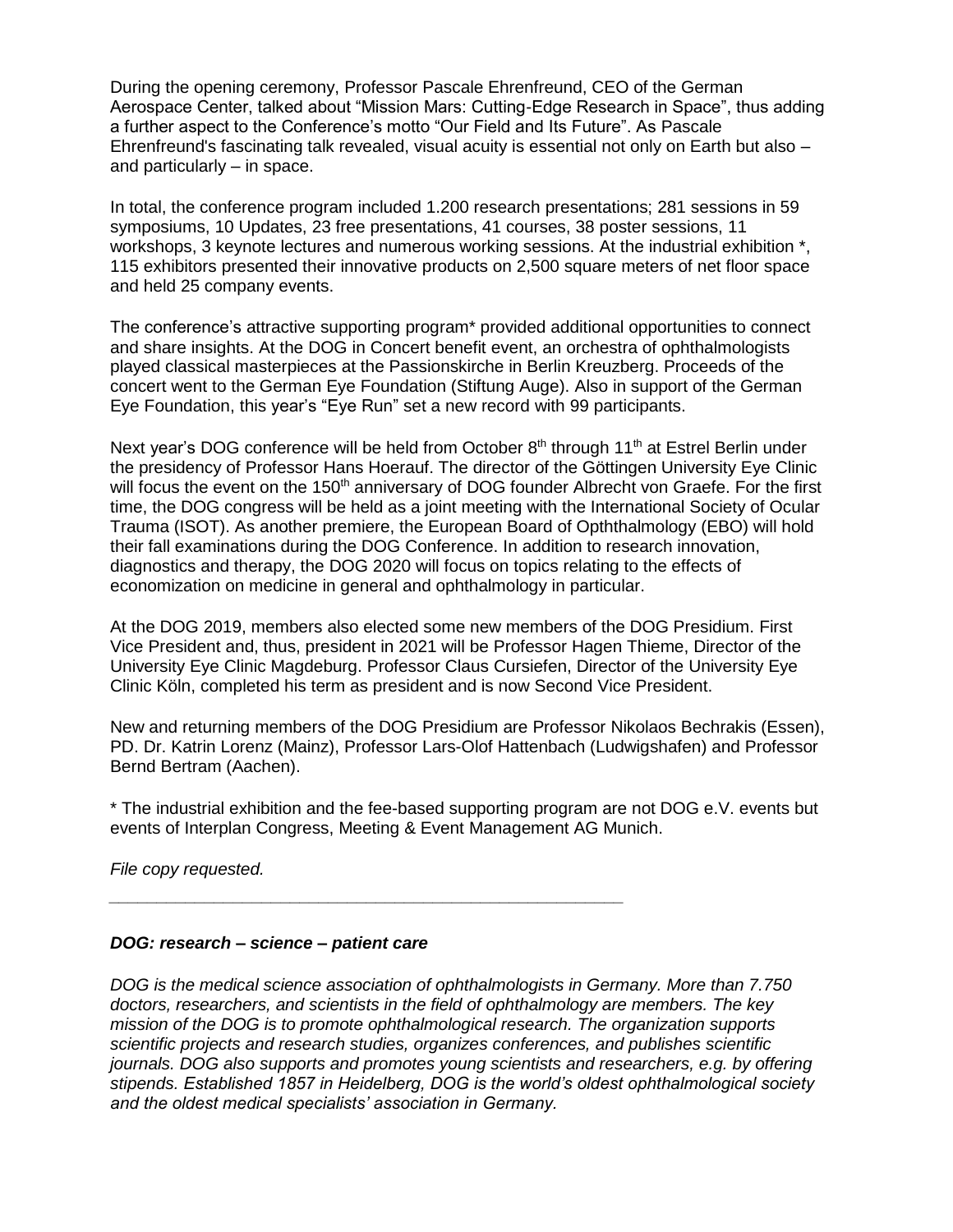During the opening ceremony, Professor Pascale Ehrenfreund, CEO of the German Aerospace Center, talked about “Mission Mars: Cutting-Edge Research in Space”, thus adding a further aspect to the Conference’s motto “Our Field and Its Future”. As Pascale Ehrenfreund's fascinating talk revealed, visual acuity is essential not only on Earth but also – and particularly – in space.

In total, the conference program included 1.200 research presentations; 281 sessions in 59 symposiums, 10 Updates, 23 free presentations, 41 courses, 38 poster sessions, 11 workshops, 3 keynote lectures and numerous working sessions. At the industrial exhibition *, 115 exhibitors presented their innovative products on 2,500 square meters of net floor space and held 25 company events.

The conference’s attractive supporting program* provided additional opportunities to connect and share insights. At the DOG in Concert benefit event, an orchestra of ophthalmologists played classical masterpieces at the Passionskirche in Berlin Kreuzberg. Proceeds of the concert went to the German Eye Foundation (Stiftung Auge). Also in support of the German Eye Foundation, this year’s “Eye Run” set a new record with 99 participants.

Next year’s DOG conference will be held from October 8th through 11th at Estrel Berlin under the presidency of Professor Hans Hoerauf. The director of the Göttingen University Eye Clinic will focus the event on the 150th anniversary of DOG founder Albrecht von Graefe. For the first time, the DOG congress will be held as a joint meeting with the International Society of Ocular Trauma (ISOT). As another premiere, the European Board of Opththalmology (EBO) will hold their fall examinations during the DOG Conference. In addition to research innovation, diagnostics and therapy, the DOG 2020 will focus on topics relating to the effects of economization on medicine in general and ophthalmology in particular.

At the DOG 2019, members also elected some new members of the DOG Presidium. First Vice President and, thus, president in 2021 will be Professor Hagen Thieme, Director of the University Eye Clinic Magdeburg. Professor Claus Cursiefen, Director of the University Eye Clinic Köln, completed his term as president and is now Second Vice President.

New and returning members of the DOG Presidium are Professor Nikolaos Bechrakis (Essen), PD. Dr. Katrin Lorenz (Mainz), Professor Lars-Olof Hattenbach (Ludwigshafen) and Professor Bernd Bertram (Aachen).

* The industrial exhibition and the fee-based supporting program are not DOG e.V. events but events of Interplan Congress, Meeting & Event Management AG Munich.

*File copy requested.*

---

***DOG: research – science – patient care***

*DOG is the medical science association of ophthalmologists in Germany. More than 7.750 doctors, researchers, and scientists in the field of ophthalmology are members. The key mission of the DOG is to promote ophthalmological research. The organization supports scientific projects and research studies, organizes conferences, and publishes scientific journals. DOG also supports and promotes young scientists and researchers, e.g. by offering stipends. Established 1857 in Heidelberg, DOG is the world’s oldest ophthalmological society and the oldest medical specialists’ association in Germany.*